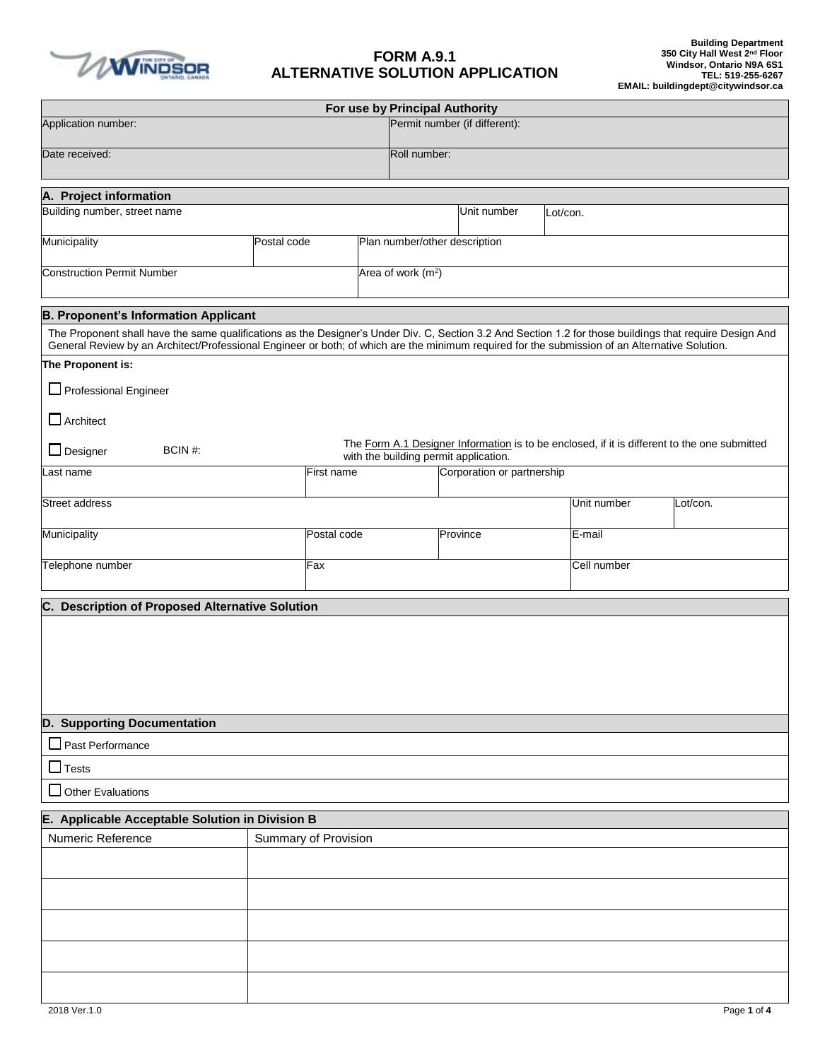# FORM A.9.1
# ALTERNATIVE SOLUTION APPLICATION

**Building Department**
**350 City Hall West 2nd Floor**
**Windsor, Ontario N9A 6S1**
**TEL: 519-255-6267**
**EMAIL: buildingdept@citywindsor.ca**

| For use by Principal Authority | |
|---|---|
| Application number: | Permit number (if different): |
| Date received: | Roll number: |

## A. Project information

| Building number, street name | | Unit number | Lot/con. |
|---|---|---|---|
| Municipality | Postal code | Plan number/other description | |
| Construction Permit Number | | Area of work ($m^2$) | |

## B. Proponent's Information Applicant

The Proponent shall have the same qualifications as the Designer's Under Div. C, Section 3.2 And Section 1.2 for those buildings that require Design And General Review by an Architect/Professional Engineer or both; of which are the minimum required for the submission of an Alternative Solution.

**The Proponent is:**

☐ Professional Engineer

☐ Architect

☐ Designer BCIN #:

The Form A.1 Designer Information is to be enclosed, if it is different to the one submitted with the building permit application.

| Last name | First name | Corporation or partnership | | |
|---|---|---|---|---|
| Street address | | | Unit number | Lot/con. |
| Municipality | Postal code | Province | E-mail | |
| Telephone number | Fax | | Cell number | |

## C. Description of Proposed Alternative Solution

## D. Supporting Documentation

☐ Past Performance

☐ Tests

☐ Other Evaluations

## E. Applicable Acceptable Solution in Division B

| Numeric Reference | Summary of Provision |
|---|---|
| | |
| | |
| | |
| | |
| | |

2018 Ver.1.0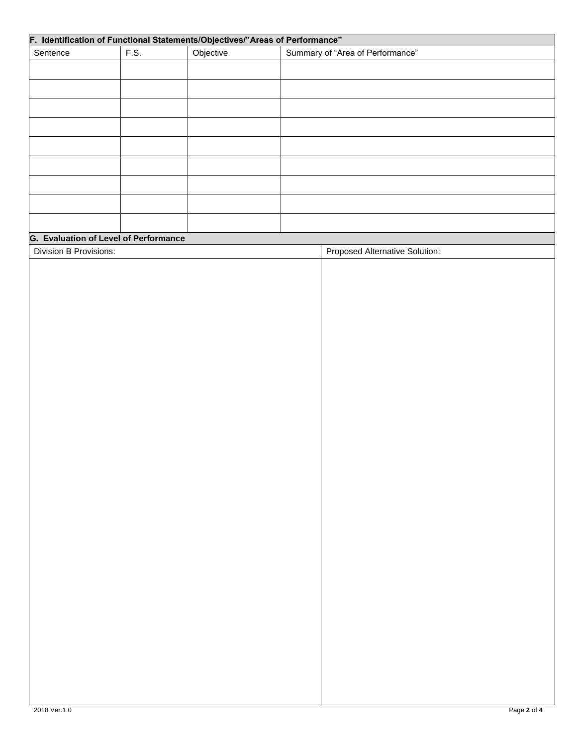## F. Identification of Functional Statements/Objectives/"Areas of Performance"

| Sentence | F.S. | Objective | Summary of "Area of Performance" |
|---|---|---|---|
| | | | |
| | | | |
| | | | |
| | | | |
| | | | |
| | | | |
| | | | |
| | | | |
| | | | |

## G. Evaluation of Level of Performance

| Division B Provisions: | Proposed Alternative Solution: |
|---|---|
| | |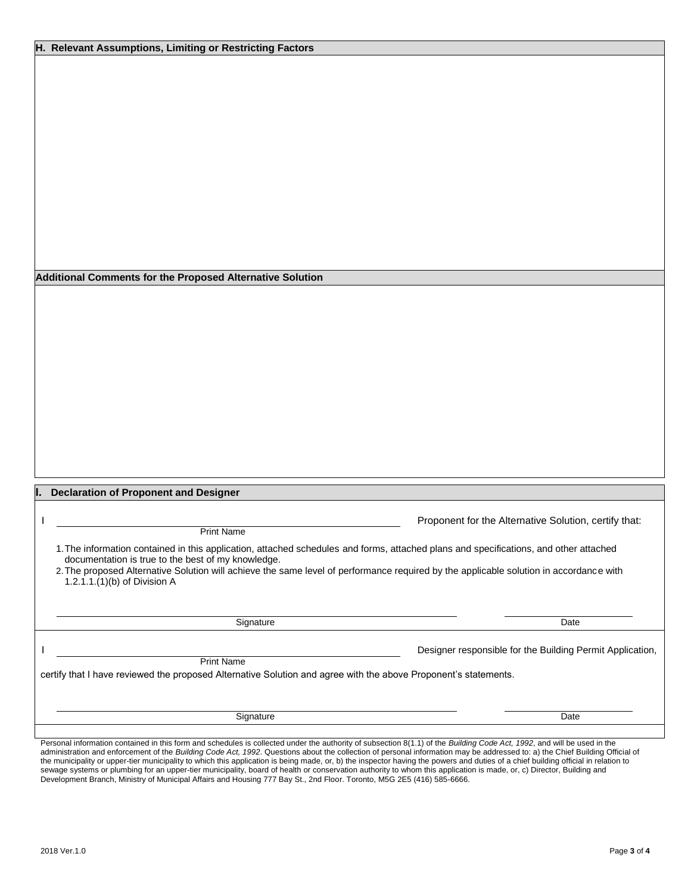## H. Relevant Assumptions, Limiting or Restricting Factors

## Additional Comments for the Proposed Alternative Solution

## I. Declaration of Proponent and Designer

I \_\_\_\_\_\_\_\_\_\_\_\_\_\_\_\_\_\_\_\_\_\_\_\_\_\_\_\_\_\_\_\_\_\_\_\_\_\_\_\_ Proponent for the Alternative Solution, certify that:

Print Name

1. The information contained in this application, attached schedules and forms, attached plans and specifications, and other attached documentation is true to the best of my knowledge.
2. The proposed Alternative Solution will achieve the same level of performance required by the applicable solution in accordance with 1.2.1.1.(1)(b) of Division A

\_\_\_\_\_\_\_\_\_\_\_\_\_\_\_\_\_\_\_\_\_\_\_\_\_\_\_\_\_\_\_\_\_\_\_\_\_\_\_\_ \_\_\_\_\_\_\_\_\_\_\_\_\_\_\_\_\_\_\_\_

Signature Date

I \_\_\_\_\_\_\_\_\_\_\_\_\_\_\_\_\_\_\_\_\_\_\_\_\_\_\_\_\_\_\_\_\_\_\_\_\_\_\_\_ Designer responsible for the Building Permit Application,

Print Name

certify that I have reviewed the proposed Alternative Solution and agree with the above Proponent's statements.

\_\_\_\_\_\_\_\_\_\_\_\_\_\_\_\_\_\_\_\_\_\_\_\_\_\_\_\_\_\_\_\_\_\_\_\_\_\_\_\_ \_\_\_\_\_\_\_\_\_\_\_\_\_\_\_\_\_\_\_\_

Signature Date

Personal information contained in this form and schedules is collected under the authority of subsection 8(1.1) of the *Building Code Act, 1992*, and will be used in the administration and enforcement of the *Building Code Act, 1992*. Questions about the collection of personal information may be addressed to: a) the Chief Building Official of the municipality or upper-tier municipality to which this application is being made, or, b) the inspector having the powers and duties of a chief building official in relation to sewage systems or plumbing for an upper-tier municipality, board of health or conservation authority to whom this application is made, or, c) Director, Building and Development Branch, Ministry of Municipal Affairs and Housing 777 Bay St., 2nd Floor. Toronto, M5G 2E5 (416) 585-6666.

2018 Ver.1.0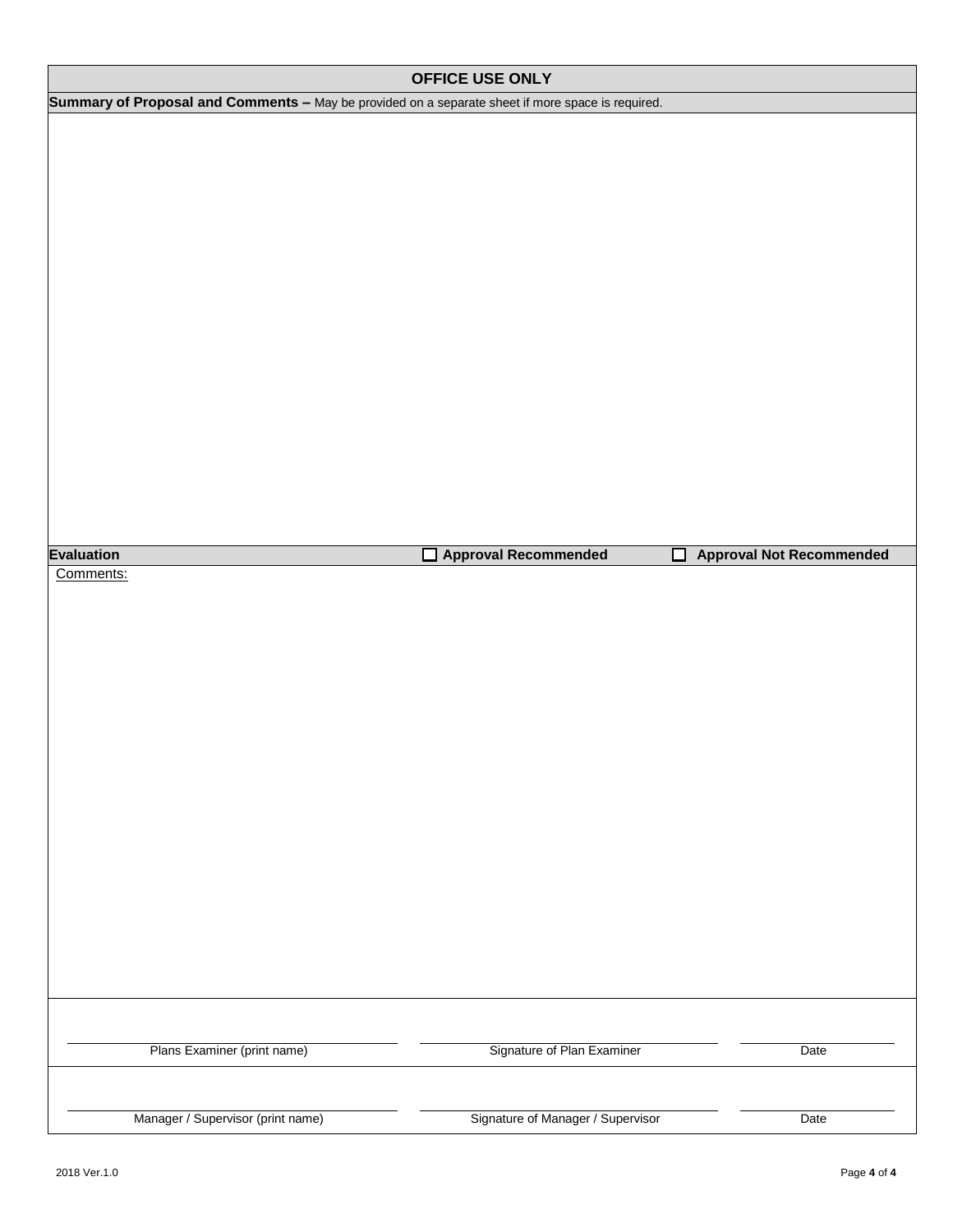## OFFICE USE ONLY

**Summary of Proposal and Comments –** May be provided on a separate sheet if more space is required.

**Evaluation** ☐ **Approval Recommended** ☐ **Approval Not Recommended**

Comments:

| | | |
|---|---|---|
| Plans Examiner (print name) | Signature of Plan Examiner | Date |
| Manager / Supervisor (print name) | Signature of Manager / Supervisor | Date |

2018 Ver.1.0